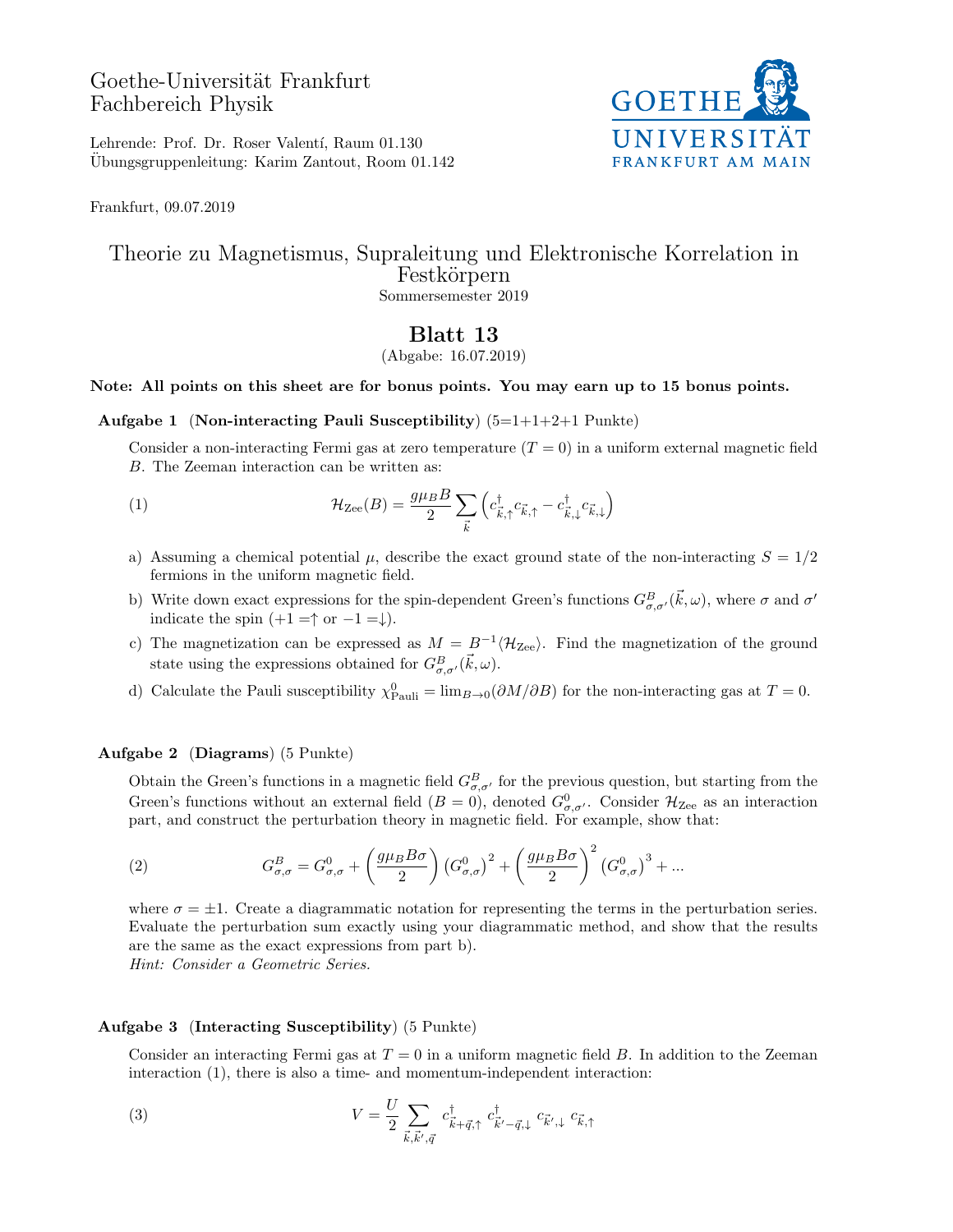Goethe-Universität Frankfurt
Fachbereich Physik

Lehrende: Prof. Dr. Roser Valentí, Raum 01.130
Übungsgruppenleitung: Karim Zantout, Room 01.142

Frankfurt, 09.07.2019

# Theorie zu Magnetismus, Supraleitung und Elektronische Korrelation in Festkörpern

Sommersemester 2019

## Blatt 13

(Abgabe: 16.07.2019)

**Note: All points on this sheet are for bonus points. You may earn up to 15 bonus points.**

### Aufgabe 1 (Non-interacting Pauli Susceptibility) (5=1+1+2+1 Punkte)

Consider a non-interacting Fermi gas at zero temperature ($T = 0$) in a uniform external magnetic field $B$. The Zeeman interaction can be written as:

$$\mathcal{H}_{\text{Zee}}(B) = \frac{g\mu_B B}{2} \sum_{\vec{k}} \left( c^\dagger_{\vec{k},\uparrow} c_{\vec{k},\uparrow} - c^\dagger_{\vec{k},\downarrow} c_{\vec{k},\downarrow} \right) \tag{1}$$

a) Assuming a chemical potential $\mu$, describe the exact ground state of the non-interacting $S = 1/2$ fermions in the uniform magnetic field.

b) Write down exact expressions for the spin-dependent Green's functions $G^B_{\sigma,\sigma'}(\vec{k},\omega)$, where $\sigma$ and $\sigma'$ indicate the spin ($+1 =\uparrow$ or $-1 =\downarrow$).

c) The magnetization can be expressed as $M = B^{-1}\langle \mathcal{H}_{\text{Zee}} \rangle$. Find the magnetization of the ground state using the expressions obtained for $G^B_{\sigma,\sigma'}(\vec{k},\omega)$.

d) Calculate the Pauli susceptibility $\chi^0_{\text{Pauli}} = \lim_{B\to 0}(\partial M/\partial B)$ for the non-interacting gas at $T = 0$.

### Aufgabe 2 (Diagrams) (5 Punkte)

Obtain the Green's functions in a magnetic field $G^B_{\sigma,\sigma'}$ for the previous question, but starting from the Green's functions without an external field ($B = 0$), denoted $G^0_{\sigma,\sigma'}$. Consider $\mathcal{H}_{\text{Zee}}$ as an interaction part, and construct the perturbation theory in magnetic field. For example, show that:

$$G^B_{\sigma,\sigma} = G^0_{\sigma,\sigma} + \left( \frac{g\mu_B B\sigma}{2} \right) \left( G^0_{\sigma,\sigma} \right)^2 + \left( \frac{g\mu_B B\sigma}{2} \right)^2 \left( G^0_{\sigma,\sigma} \right)^3 + ... \tag{2}$$

where $\sigma = \pm 1$. Create a diagrammatic notation for representing the terms in the perturbation series. Evaluate the perturbation sum exactly using your diagrammatic method, and show that the results are the same as the exact expressions from part b).
*Hint: Consider a Geometric Series.*

### Aufgabe 3 (Interacting Susceptibility) (5 Punkte)

Consider an interacting Fermi gas at $T = 0$ in a uniform magnetic field $B$. In addition to the Zeeman interaction (1), there is also a time- and momentum-independent interaction:

$$V = \frac{U}{2} \sum_{\vec{k},\vec{k}',\vec{q}} c^\dagger_{\vec{k}+\vec{q},\uparrow}\, c^\dagger_{\vec{k}'-\vec{q},\downarrow}\, c_{\vec{k}',\downarrow}\, c_{\vec{k},\uparrow} \tag{3}$$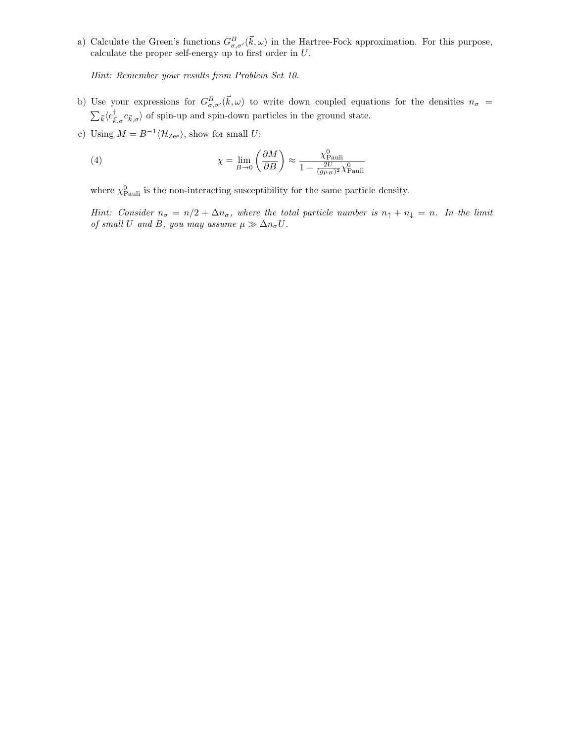a) Calculate the Green's functions $G^B_{\sigma,\sigma'}(\vec{k},\omega)$ in the Hartree-Fock approximation. For this purpose, calculate the proper self-energy up to first order in $U$.

   *Hint: Remember your results from Problem Set 10.*

b) Use your expressions for $G^B_{\sigma,\sigma'}(\vec{k},\omega)$ to write down coupled equations for the densities $n_\sigma = \sum_{\vec{k}} \langle c^\dagger_{\vec{k},\sigma} c_{\vec{k},\sigma} \rangle$ of spin-up and spin-down particles in the ground state.

c) Using $M = B^{-1}\langle \mathcal{H}_{\text{Zee}} \rangle$, show for small $U$:

$$\chi = \lim_{B\to 0}\left(\frac{\partial M}{\partial B}\right) \approx \frac{\chi^0_{\text{Pauli}}}{1 - \frac{2U}{(g\mu_B)^2}\chi^0_{\text{Pauli}}} \tag{4}$$

   where $\chi^0_{\text{Pauli}}$ is the non-interacting susceptibility for the same particle density.

   *Hint: Consider $n_\sigma = n/2 + \Delta n_\sigma$, where the total particle number is $n_\uparrow + n_\downarrow = n$. In the limit of small $U$ and $B$, you may assume $\mu \gg \Delta n_\sigma U$.*